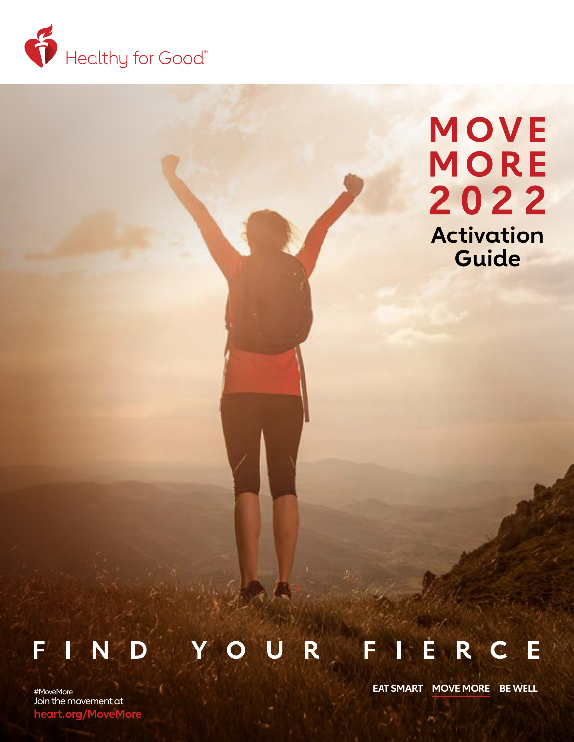Healthy for Good™

# MOVE MORE 2022

## Activation Guide

**FIND YOUR FIERCE**

#MoveMore
Join the movement at
**heart.org/MoveMore**

EAT SMART **MOVE MORE** BE WELL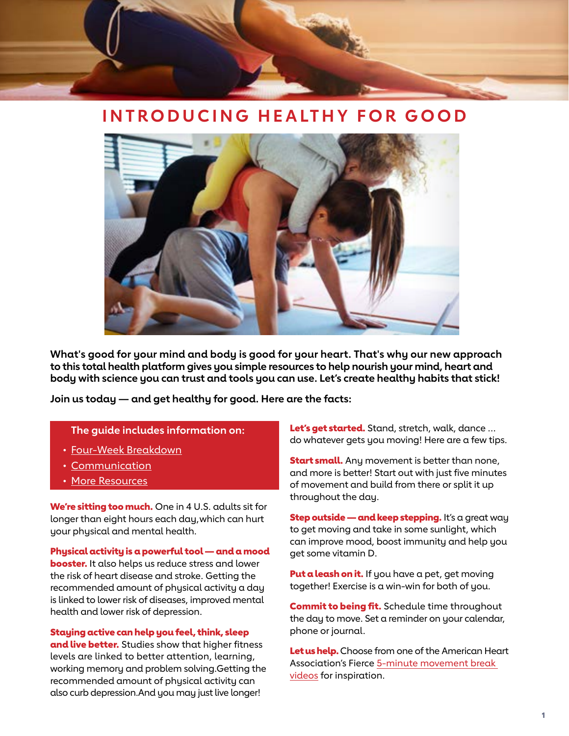# INTRODUCING HEALTHY FOR GOOD

**What's good for your mind and body is good for your heart. That's why our new approach to this total health platform gives you simple resources to help nourish your mind, heart and body with science you can trust and tools you can use. Let's create healthy habits that stick!**

**Join us today — and get healthy for good. Here are the facts:**

**The guide includes information on:**

- Four-Week Breakdown
- Communication
- More Resources

**We're sitting too much.** One in 4 U.S. adults sit for longer than eight hours each day,which can hurt your physical and mental health.

**Physical activity is a powerful tool — and a mood booster.** It also helps us reduce stress and lower the risk of heart disease and stroke. Getting the recommended amount of physical activity a day is linked to lower risk of diseases, improved mental health and lower risk of depression.

**Staying active can help you feel, think, sleep and live better.** Studies show that higher fitness levels are linked to better attention, learning, working memory and problem solving.Getting the recommended amount of physical activity can also curb depression.And you may just live longer!

**Let's get started.** Stand, stretch, walk, dance ... do whatever gets you moving! Here are a few tips.

**Start small.** Any movement is better than none, and more is better! Start out with just five minutes of movement and build from there or split it up throughout the day.

**Step outside — and keep stepping.** It's a great way to get moving and take in some sunlight, which can improve mood, boost immunity and help you get some vitamin D.

**Put a leash on it.** If you have a pet, get moving together! Exercise is a win-win for both of you.

**Commit to being fit.** Schedule time throughout the day to move. Set a reminder on your calendar, phone or journal.

**Let us help.** Choose from one of the American Heart Association's Fierce 5-minute movement break videos for inspiration.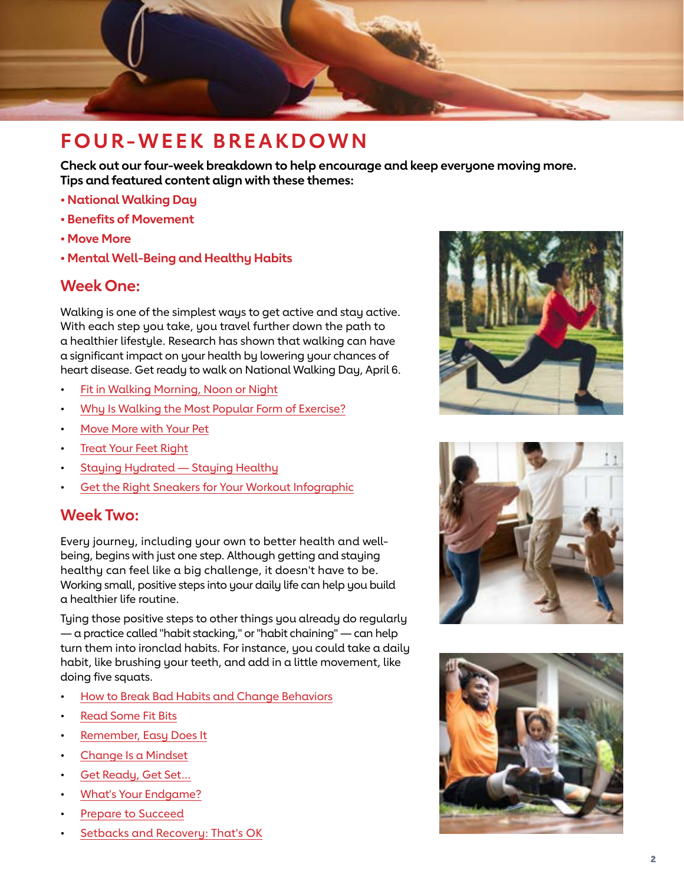# FOUR-WEEK BREAKDOWN

**Check out our four-week breakdown to help encourage and keep everyone moving more. Tips and featured content align with these themes:**

- **National Walking Day**
- **Benefits of Movement**
- **Move More**
- **Mental Well-Being and Healthy Habits**

## Week One:

Walking is one of the simplest ways to get active and stay active. With each step you take, you travel further down the path to a healthier lifestyle. Research has shown that walking can have a significant impact on your health by lowering your chances of heart disease. Get ready to walk on National Walking Day, April 6.

- Fit in Walking Morning, Noon or Night
- Why Is Walking the Most Popular Form of Exercise?
- Move More with Your Pet
- Treat Your Feet Right
- Staying Hydrated — Staying Healthy
- Get the Right Sneakers for Your Workout Infographic

## Week Two:

Every journey, including your own to better health and well-being, begins with just one step. Although getting and staying healthy can feel like a big challenge, it doesn't have to be. Working small, positive steps into your daily life can help you build a healthier life routine.

Tying those positive steps to other things you already do regularly — a practice called "habit stacking," or "habit chaining" — can help turn them into ironclad habits. For instance, you could take a daily habit, like brushing your teeth, and add in a little movement, like doing five squats.

- How to Break Bad Habits and Change Behaviors
- Read Some Fit Bits
- Remember, Easy Does It
- Change Is a Mindset
- Get Ready, Get Set...
- What's Your Endgame?
- Prepare to Succeed
- Setbacks and Recovery: That's OK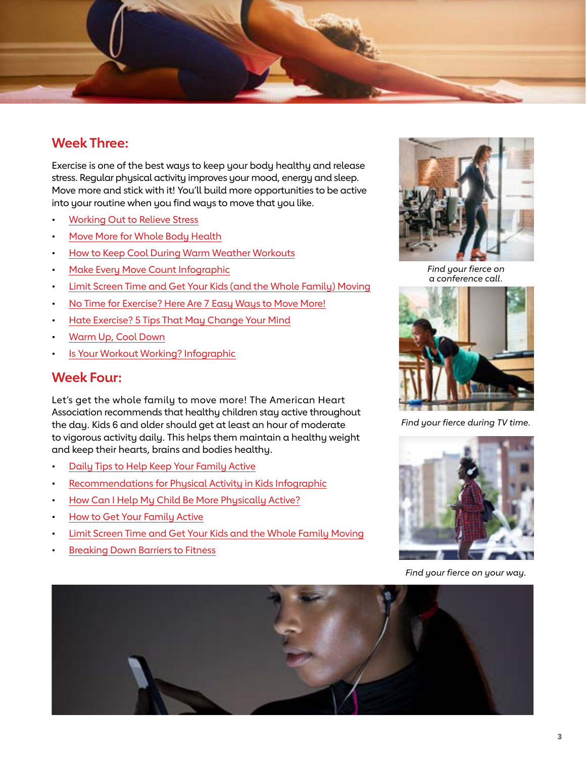## Week Three:

Exercise is one of the best ways to keep your body healthy and release stress. Regular physical activity improves your mood, energy and sleep. Move more and stick with it! You'll build more opportunities to be active into your routine when you find ways to move that you like.

- Working Out to Relieve Stress
- Move More for Whole Body Health
- How to Keep Cool During Warm Weather Workouts
- Make Every Move Count Infographic
- Limit Screen Time and Get Your Kids (and the Whole Family) Moving
- No Time for Exercise? Here Are 7 Easy Ways to Move More!
- Hate Exercise? 5 Tips That May Change Your Mind
- Warm Up, Cool Down
- Is Your Workout Working? Infographic

## Week Four:

Let's get the whole family to move more! The American Heart Association recommends that healthy children stay active throughout the day. Kids 6 and older should get at least an hour of moderate to vigorous activity daily. This helps them maintain a healthy weight and keep their hearts, brains and bodies healthy.

- Daily Tips to Help Keep Your Family Active
- Recommendations for Physical Activity in Kids Infographic
- How Can I Help My Child Be More Physically Active?
- How to Get Your Family Active
- Limit Screen Time and Get Your Kids and the Whole Family Moving
- Breaking Down Barriers to Fitness

*Find your fierce on a conference call.*

*Find your fierce during TV time.*

*Find your fierce on your way.*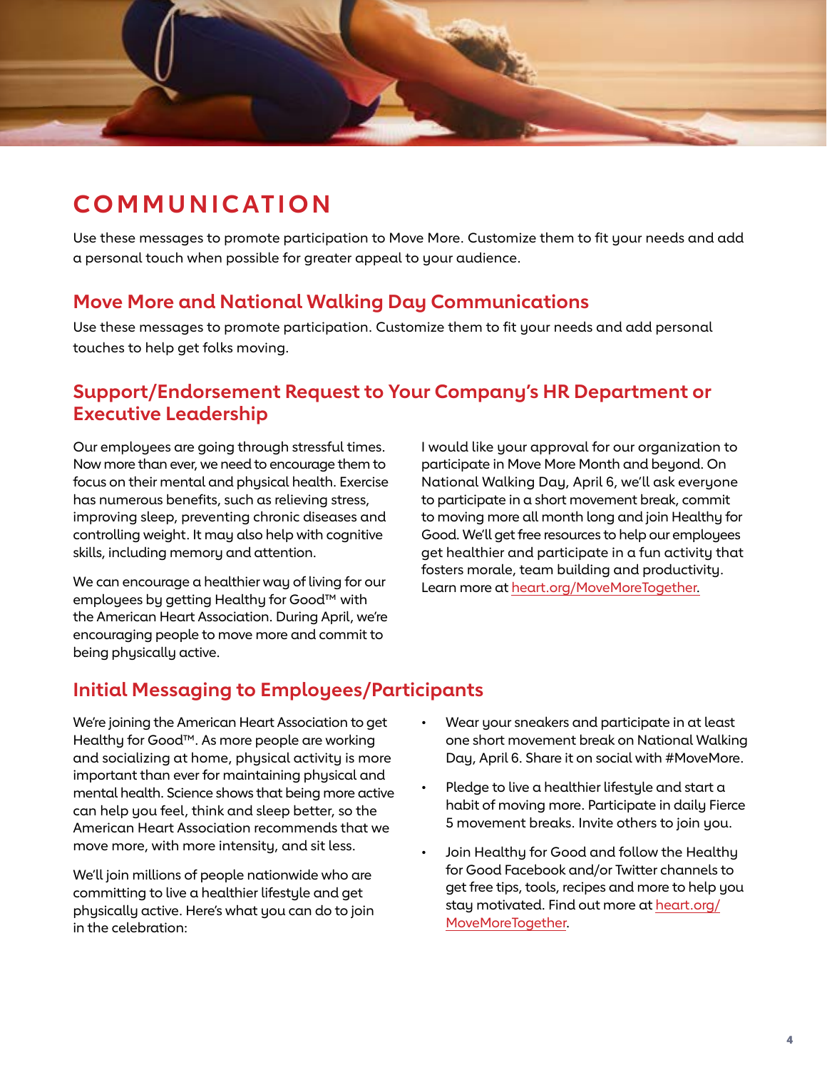# COMMUNICATION

Use these messages to promote participation to Move More. Customize them to fit your needs and add a personal touch when possible for greater appeal to your audience.

## Move More and National Walking Day Communications

Use these messages to promote participation. Customize them to fit your needs and add personal touches to help get folks moving.

## Support/Endorsement Request to Your Company's HR Department or Executive Leadership

Our employees are going through stressful times. Now more than ever, we need to encourage them to focus on their mental and physical health. Exercise has numerous benefits, such as relieving stress, improving sleep, preventing chronic diseases and controlling weight. It may also help with cognitive skills, including memory and attention.

We can encourage a healthier way of living for our employees by getting Healthy for Good™ with the American Heart Association. During April, we're encouraging people to move more and commit to being physically active.

I would like your approval for our organization to participate in Move More Month and beyond. On National Walking Day, April 6, we'll ask everyone to participate in a short movement break, commit to moving more all month long and join Healthy for Good. We'll get free resources to help our employees get healthier and participate in a fun activity that fosters morale, team building and productivity. Learn more at heart.org/MoveMoreTogether.

## Initial Messaging to Employees/Participants

We're joining the American Heart Association to get Healthy for Good™. As more people are working and socializing at home, physical activity is more important than ever for maintaining physical and mental health. Science shows that being more active can help you feel, think and sleep better, so the American Heart Association recommends that we move more, with more intensity, and sit less.

We'll join millions of people nationwide who are committing to live a healthier lifestyle and get physically active. Here's what you can do to join in the celebration:

- Wear your sneakers and participate in at least one short movement break on National Walking Day, April 6. Share it on social with #MoveMore.
- Pledge to live a healthier lifestyle and start a habit of moving more. Participate in daily Fierce 5 movement breaks. Invite others to join you.
- Join Healthy for Good and follow the Healthy for Good Facebook and/or Twitter channels to get free tips, tools, recipes and more to help you stay motivated. Find out more at heart.org/MoveMoreTogether.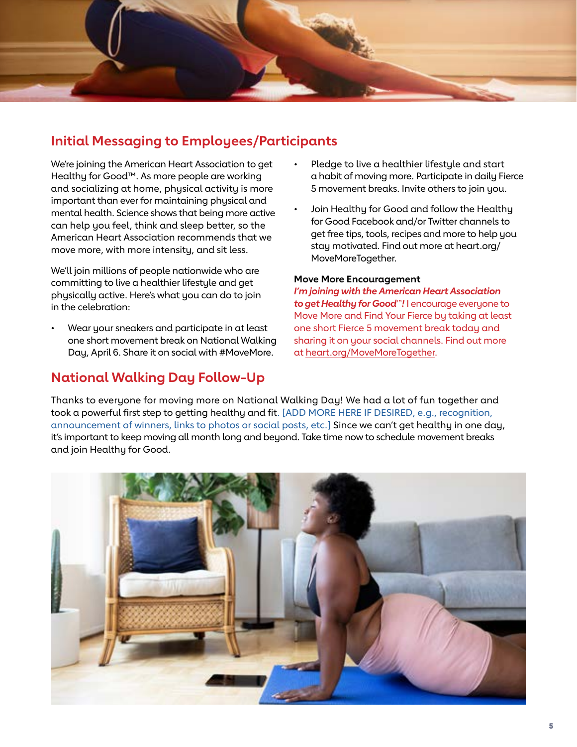## Initial Messaging to Employees/Participants

We're joining the American Heart Association to get Healthy for Good™. As more people are working and socializing at home, physical activity is more important than ever for maintaining physical and mental health. Science shows that being more active can help you feel, think and sleep better, so the American Heart Association recommends that we move more, with more intensity, and sit less.

We'll join millions of people nationwide who are committing to live a healthier lifestyle and get physically active. Here's what you can do to join in the celebration:

- Wear your sneakers and participate in at least one short movement break on National Walking Day, April 6. Share it on social with #MoveMore.
- Pledge to live a healthier lifestyle and start a habit of moving more. Participate in daily Fierce 5 movement breaks. Invite others to join you.
- Join Healthy for Good and follow the Healthy for Good Facebook and/or Twitter channels to get free tips, tools, recipes and more to help you stay motivated. Find out more at heart.org/MoveMoreTogether.

**Move More Encouragement**

***I'm joining with the American Heart Association to get Healthy for Good™!*** I encourage everyone to Move More and Find Your Fierce by taking at least one short Fierce 5 movement break today and sharing it on your social channels. Find out more at heart.org/MoveMoreTogether.

## National Walking Day Follow-Up

Thanks to everyone for moving more on National Walking Day! We had a lot of fun together and took a powerful first step to getting healthy and fit. [ADD MORE HERE IF DESIRED, e.g., recognition, announcement of winners, links to photos or social posts, etc.] Since we can't get healthy in one day, it's important to keep moving all month long and beyond. Take time now to schedule movement breaks and join Healthy for Good.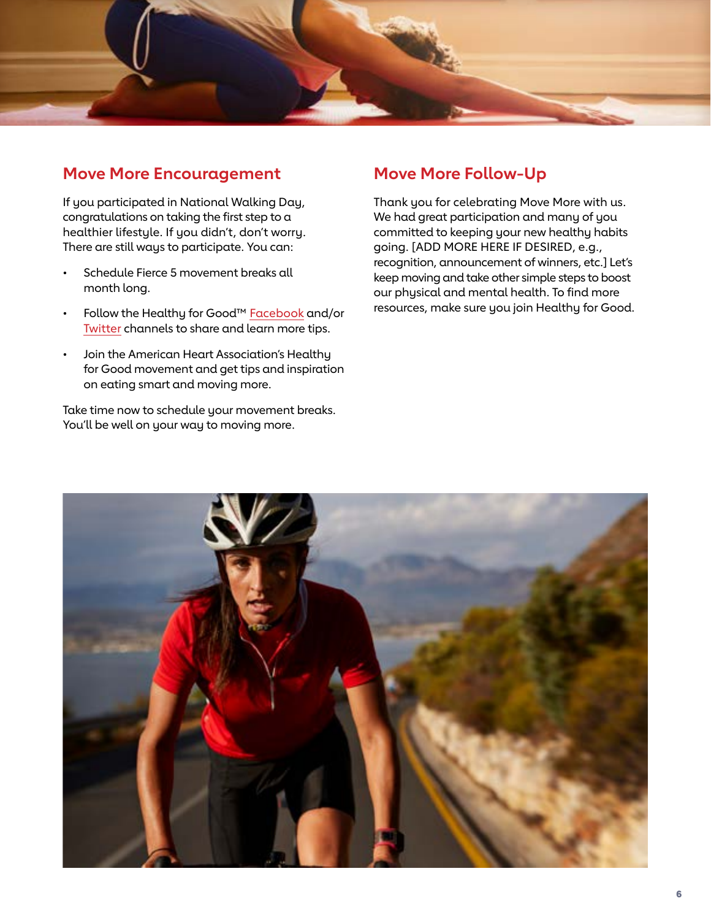## Move More Encouragement

If you participated in National Walking Day, congratulations on taking the first step to a healthier lifestyle. If you didn't, don't worry. There are still ways to participate. You can:

- Schedule Fierce 5 movement breaks all month long.
- Follow the Healthy for Good™ Facebook and/or Twitter channels to share and learn more tips.
- Join the American Heart Association's Healthy for Good movement and get tips and inspiration on eating smart and moving more.

Take time now to schedule your movement breaks. You'll be well on your way to moving more.

## Move More Follow-Up

Thank you for celebrating Move More with us. We had great participation and many of you committed to keeping your new healthy habits going. [ADD MORE HERE IF DESIRED, e.g., recognition, announcement of winners, etc.] Let's keep moving and take other simple steps to boost our physical and mental health. To find more resources, make sure you join Healthy for Good.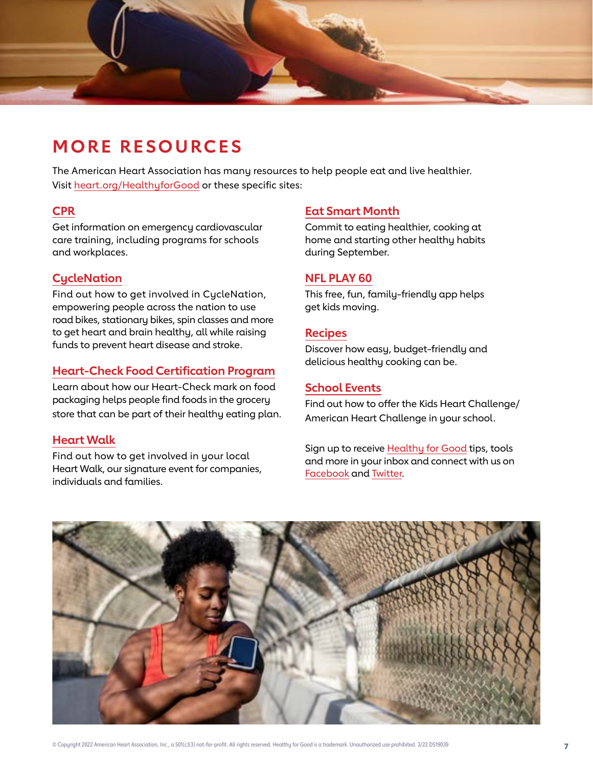## MORE RESOURCES

The American Heart Association has many resources to help people eat and live healthier. Visit heart.org/HealthyforGood or these specific sites:

### CPR

Get information on emergency cardiovascular care training, including programs for schools and workplaces.

### CycleNation

Find out how to get involved in CycleNation, empowering people across the nation to use road bikes, stationary bikes, spin classes and more to get heart and brain healthy, all while raising funds to prevent heart disease and stroke.

### Heart-Check Food Certification Program

Learn about how our Heart-Check mark on food packaging helps people find foods in the grocery store that can be part of their healthy eating plan.

### Heart Walk

Find out how to get involved in your local Heart Walk, our signature event for companies, individuals and families.

### Eat Smart Month

Commit to eating healthier, cooking at home and starting other healthy habits during September.

### NFL PLAY 60

This free, fun, family-friendly app helps get kids moving.

### Recipes

Discover how easy, budget-friendly and delicious healthy cooking can be.

### School Events

Find out how to offer the Kids Heart Challenge/ American Heart Challenge in your school.

Sign up to receive Healthy for Good tips, tools and more in your inbox and connect with us on Facebook and Twitter.

© Copyright 2022 American Heart Association, Inc., a 501(c)(3) not-for-profit. All rights reserved. Healthy for Good is a trademark. Unauthorized use prohibited. 3/22 DS19039